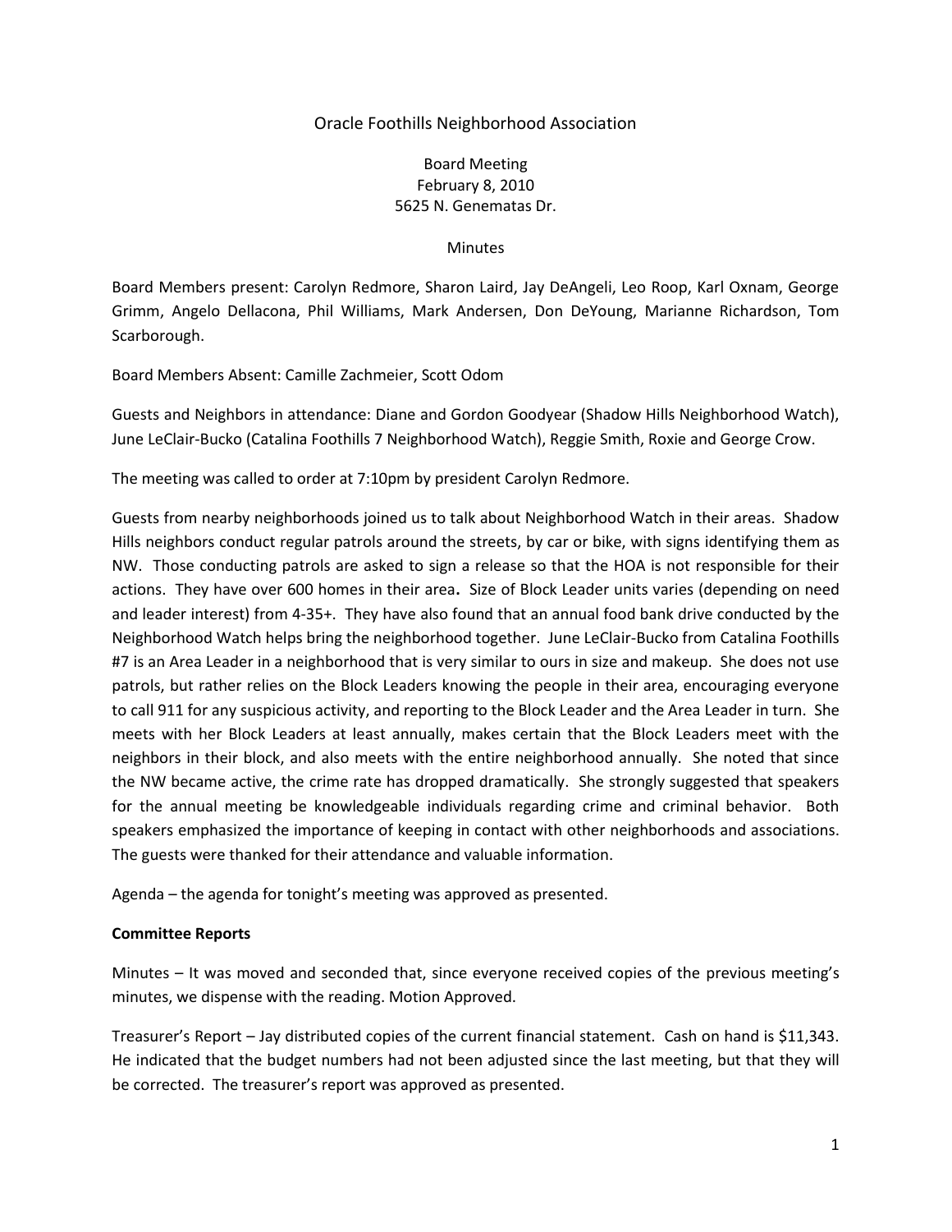# Oracle Foothills Neighborhood Association

Board Meeting
February 8, 2010
5625 N. Genematas Dr.

Minutes

Board Members present: Carolyn Redmore, Sharon Laird, Jay DeAngeli, Leo Roop, Karl Oxnam, George Grimm, Angelo Dellacona, Phil Williams, Mark Andersen, Don DeYoung, Marianne Richardson, Tom Scarborough.

Board Members Absent: Camille Zachmeier, Scott Odom

Guests and Neighbors in attendance: Diane and Gordon Goodyear (Shadow Hills Neighborhood Watch), June LeClair-Bucko (Catalina Foothills 7 Neighborhood Watch), Reggie Smith, Roxie and George Crow.

The meeting was called to order at 7:10pm by president Carolyn Redmore.

Guests from nearby neighborhoods joined us to talk about Neighborhood Watch in their areas. Shadow Hills neighbors conduct regular patrols around the streets, by car or bike, with signs identifying them as NW. Those conducting patrols are asked to sign a release so that the HOA is not responsible for their actions. They have over 600 homes in their area**.** Size of Block Leader units varies (depending on need and leader interest) from 4-35+. They have also found that an annual food bank drive conducted by the Neighborhood Watch helps bring the neighborhood together. June LeClair-Bucko from Catalina Foothills #7 is an Area Leader in a neighborhood that is very similar to ours in size and makeup. She does not use patrols, but rather relies on the Block Leaders knowing the people in their area, encouraging everyone to call 911 for any suspicious activity, and reporting to the Block Leader and the Area Leader in turn. She meets with her Block Leaders at least annually, makes certain that the Block Leaders meet with the neighbors in their block, and also meets with the entire neighborhood annually. She noted that since the NW became active, the crime rate has dropped dramatically. She strongly suggested that speakers for the annual meeting be knowledgeable individuals regarding crime and criminal behavior. Both speakers emphasized the importance of keeping in contact with other neighborhoods and associations. The guests were thanked for their attendance and valuable information.

Agenda – the agenda for tonight's meeting was approved as presented.

**Committee Reports**

Minutes – It was moved and seconded that, since everyone received copies of the previous meeting's minutes, we dispense with the reading. Motion Approved.

Treasurer's Report – Jay distributed copies of the current financial statement. Cash on hand is $11,343. He indicated that the budget numbers had not been adjusted since the last meeting, but that they will be corrected. The treasurer's report was approved as presented.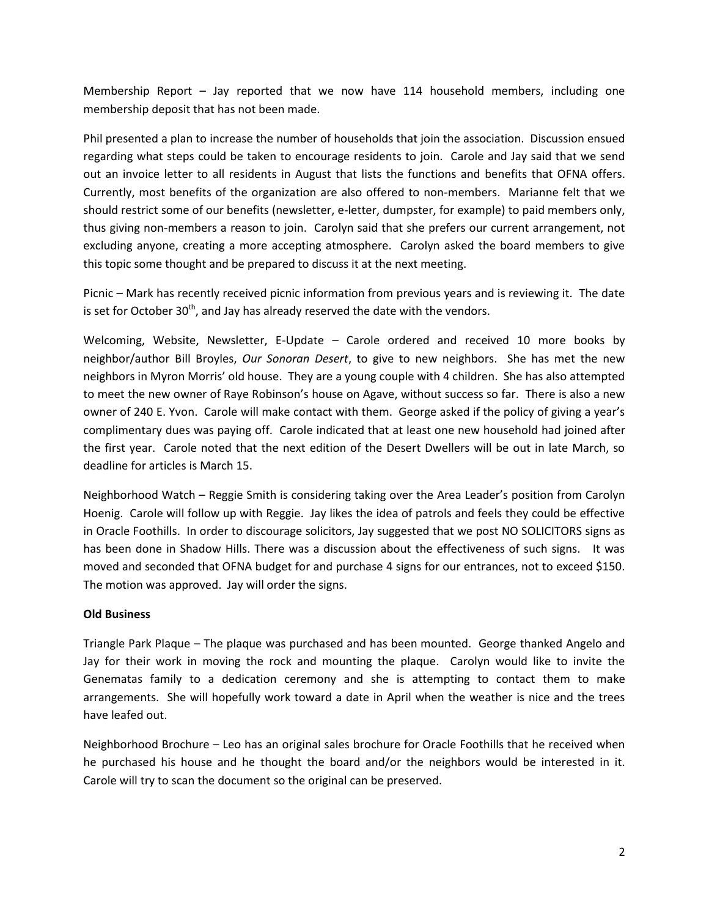Membership Report – Jay reported that we now have 114 household members, including one membership deposit that has not been made.

Phil presented a plan to increase the number of households that join the association. Discussion ensued regarding what steps could be taken to encourage residents to join. Carole and Jay said that we send out an invoice letter to all residents in August that lists the functions and benefits that OFNA offers. Currently, most benefits of the organization are also offered to non-members. Marianne felt that we should restrict some of our benefits (newsletter, e-letter, dumpster, for example) to paid members only, thus giving non-members a reason to join. Carolyn said that she prefers our current arrangement, not excluding anyone, creating a more accepting atmosphere. Carolyn asked the board members to give this topic some thought and be prepared to discuss it at the next meeting.

Picnic – Mark has recently received picnic information from previous years and is reviewing it. The date is set for October 30th, and Jay has already reserved the date with the vendors.

Welcoming, Website, Newsletter, E-Update – Carole ordered and received 10 more books by neighbor/author Bill Broyles, *Our Sonoran Desert*, to give to new neighbors. She has met the new neighbors in Myron Morris' old house. They are a young couple with 4 children. She has also attempted to meet the new owner of Raye Robinson's house on Agave, without success so far. There is also a new owner of 240 E. Yvon. Carole will make contact with them. George asked if the policy of giving a year's complimentary dues was paying off. Carole indicated that at least one new household had joined after the first year. Carole noted that the next edition of the Desert Dwellers will be out in late March, so deadline for articles is March 15.

Neighborhood Watch – Reggie Smith is considering taking over the Area Leader's position from Carolyn Hoenig. Carole will follow up with Reggie. Jay likes the idea of patrols and feels they could be effective in Oracle Foothills. In order to discourage solicitors, Jay suggested that we post NO SOLICITORS signs as has been done in Shadow Hills. There was a discussion about the effectiveness of such signs. It was moved and seconded that OFNA budget for and purchase 4 signs for our entrances, not to exceed $150. The motion was approved. Jay will order the signs.

**Old Business**

Triangle Park Plaque – The plaque was purchased and has been mounted. George thanked Angelo and Jay for their work in moving the rock and mounting the plaque. Carolyn would like to invite the Genematas family to a dedication ceremony and she is attempting to contact them to make arrangements. She will hopefully work toward a date in April when the weather is nice and the trees have leafed out.

Neighborhood Brochure – Leo has an original sales brochure for Oracle Foothills that he received when he purchased his house and he thought the board and/or the neighbors would be interested in it. Carole will try to scan the document so the original can be preserved.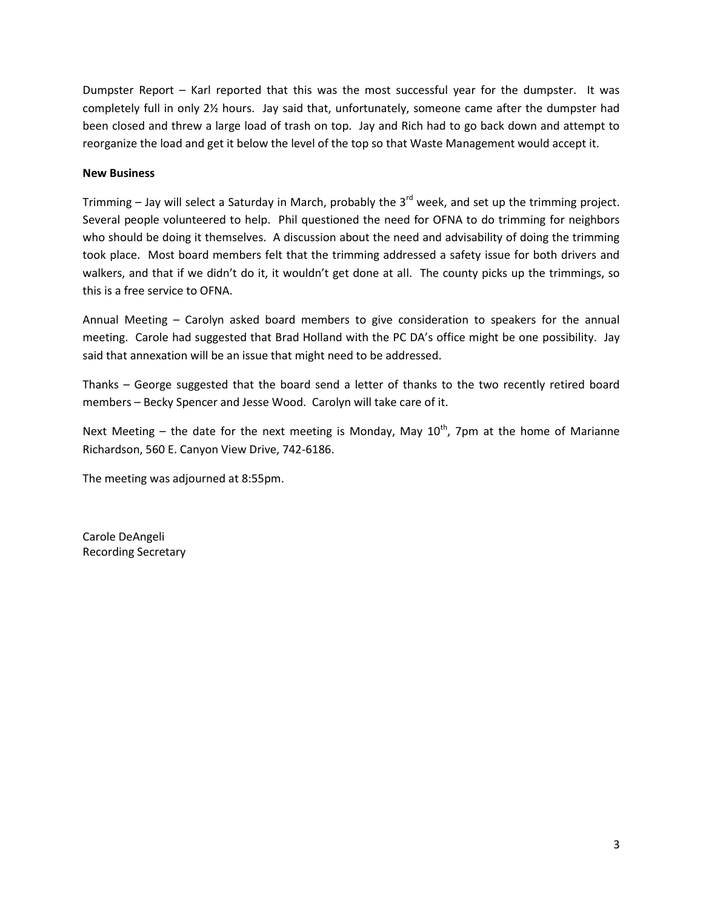Dumpster Report – Karl reported that this was the most successful year for the dumpster. It was completely full in only 2½ hours. Jay said that, unfortunately, someone came after the dumpster had been closed and threw a large load of trash on top. Jay and Rich had to go back down and attempt to reorganize the load and get it below the level of the top so that Waste Management would accept it.

**New Business**

Trimming – Jay will select a Saturday in March, probably the 3rd week, and set up the trimming project. Several people volunteered to help. Phil questioned the need for OFNA to do trimming for neighbors who should be doing it themselves. A discussion about the need and advisability of doing the trimming took place. Most board members felt that the trimming addressed a safety issue for both drivers and walkers, and that if we didn't do it, it wouldn't get done at all. The county picks up the trimmings, so this is a free service to OFNA.

Annual Meeting – Carolyn asked board members to give consideration to speakers for the annual meeting. Carole had suggested that Brad Holland with the PC DA's office might be one possibility. Jay said that annexation will be an issue that might need to be addressed.

Thanks – George suggested that the board send a letter of thanks to the two recently retired board members – Becky Spencer and Jesse Wood. Carolyn will take care of it.

Next Meeting – the date for the next meeting is Monday, May 10th, 7pm at the home of Marianne Richardson, 560 E. Canyon View Drive, 742-6186.

The meeting was adjourned at 8:55pm.

Carole DeAngeli
Recording Secretary